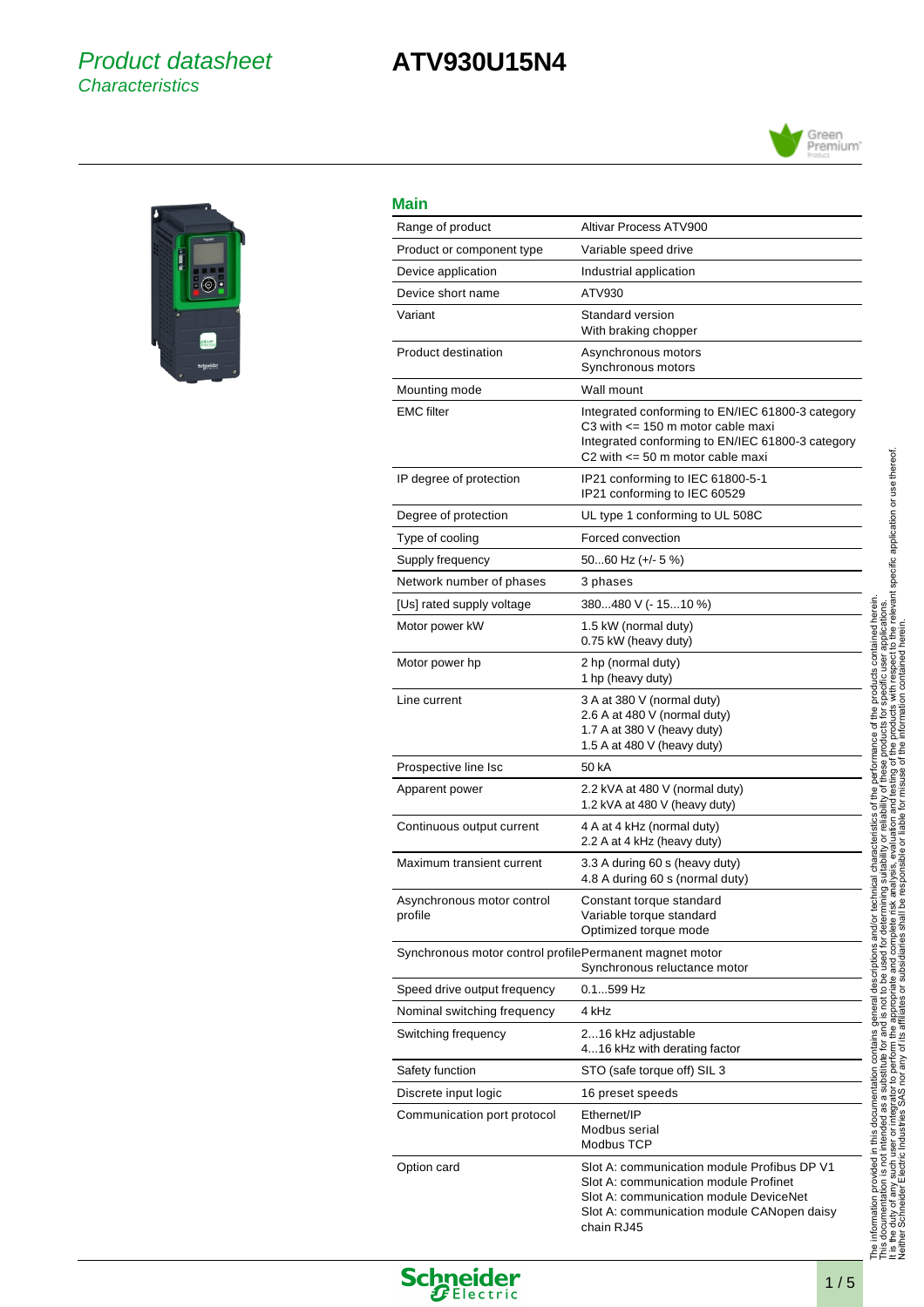# Product datasheet

*Characteristics*

# ATV930U15N4

## Main

| | |
|---|---|
| Range of product | Altivar Process ATV900 |
| Product or component type | Variable speed drive |
| Device application | Industrial application |
| Device short name | ATV930 |
| Variant | Standard version<br>With braking chopper |
| Product destination | Asynchronous motors<br>Synchronous motors |
| Mounting mode | Wall mount |
| EMC filter | Integrated conforming to EN/IEC 61800-3 category C3 with <= 150 m motor cable maxi<br>Integrated conforming to EN/IEC 61800-3 category C2 with <= 50 m motor cable maxi |
| IP degree of protection | IP21 conforming to IEC 61800-5-1<br>IP21 conforming to IEC 60529 |
| Degree of protection | UL type 1 conforming to UL 508C |
| Type of cooling | Forced convection |
| Supply frequency | 50...60 Hz (+/- 5 %) |
| Network number of phases | 3 phases |
| [Us] rated supply voltage | 380...480 V (- 15...10 %) |
| Motor power kW | 1.5 kW (normal duty)<br>0.75 kW (heavy duty) |
| Motor power hp | 2 hp (normal duty)<br>1 hp (heavy duty) |
| Line current | 3 A at 380 V (normal duty)<br>2.6 A at 480 V (normal duty)<br>1.7 A at 380 V (heavy duty)<br>1.5 A at 480 V (heavy duty) |
| Prospective line Isc | 50 kA |
| Apparent power | 2.2 kVA at 480 V (normal duty)<br>1.2 kVA at 480 V (heavy duty) |
| Continuous output current | 4 A at 4 kHz (normal duty)<br>2.2 A at 4 kHz (heavy duty) |
| Maximum transient current | 3.3 A during 60 s (heavy duty)<br>4.8 A during 60 s (normal duty) |
| Asynchronous motor control profile | Constant torque standard<br>Variable torque standard<br>Optimized torque mode |
| Synchronous motor control profile | Permanent magnet motor<br>Synchronous reluctance motor |
| Speed drive output frequency | 0.1...599 Hz |
| Nominal switching frequency | 4 kHz |
| Switching frequency | 2...16 kHz adjustable<br>4...16 kHz with derating factor |
| Safety function | STO (safe torque off) SIL 3 |
| Discrete input logic | 16 preset speeds |
| Communication port protocol | Ethernet/IP<br>Modbus serial<br>Modbus TCP |
| Option card | Slot A: communication module Profibus DP V1<br>Slot A: communication module Profinet<br>Slot A: communication module DeviceNet<br>Slot A: communication module CANopen daisy chain RJ45 |

The information provided in this documentation contains general descriptions and/or technical characteristics of the performance of the products contained herein. This documentation is not intended as a substitute for and is not to be used for determining suitability or reliability of these products for specific user applications. It is the duty of any such user or integrator to perform the appropriate and complete risk analysis, evaluation and testing of the products with respect to the relevant specific application or use thereof. Neither Schneider Electric Industries SAS nor any of its affiliates or subsidiaries shall be responsible or liable for misuse of the information contained herein.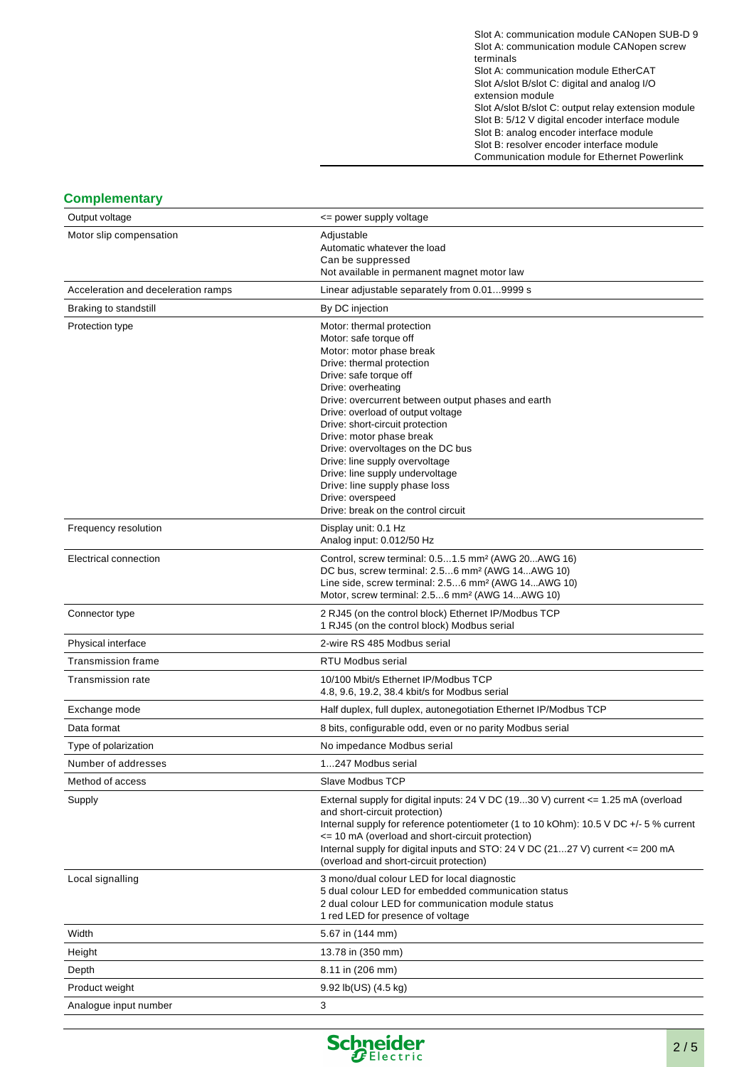| | |
|---|---|
| | Slot A: communication module CANopen SUB-D 9<br>Slot A: communication module CANopen screw terminals<br>Slot A: communication module EtherCAT<br>Slot A/slot B/slot C: digital and analog I/O extension module<br>Slot A/slot B/slot C: output relay extension module<br>Slot B: 5/12 V digital encoder interface module<br>Slot B: analog encoder interface module<br>Slot B: resolver encoder interface module<br>Communication module for Ethernet Powerlink |

## Complementary

| | |
|---|---|
| Output voltage | <= power supply voltage |
| Motor slip compensation | Adjustable<br>Automatic whatever the load<br>Can be suppressed<br>Not available in permanent magnet motor law |
| Acceleration and deceleration ramps | Linear adjustable separately from 0.01...9999 s |
| Braking to standstill | By DC injection |
| Protection type | Motor: thermal protection<br>Motor: safe torque off<br>Motor: motor phase break<br>Drive: thermal protection<br>Drive: safe torque off<br>Drive: overheating<br>Drive: overcurrent between output phases and earth<br>Drive: overload of output voltage<br>Drive: short-circuit protection<br>Drive: motor phase break<br>Drive: overvoltages on the DC bus<br>Drive: line supply overvoltage<br>Drive: line supply undervoltage<br>Drive: line supply phase loss<br>Drive: overspeed<br>Drive: break on the control circuit |
| Frequency resolution | Display unit: 0.1 Hz<br>Analog input: 0.012/50 Hz |
| Electrical connection | Control, screw terminal: 0.5...1.5 mm² (AWG 20...AWG 16)<br>DC bus, screw terminal: 2.5...6 mm² (AWG 14...AWG 10)<br>Line side, screw terminal: 2.5...6 mm² (AWG 14...AWG 10)<br>Motor, screw terminal: 2.5...6 mm² (AWG 14...AWG 10) |
| Connector type | 2 RJ45 (on the control block) Ethernet IP/Modbus TCP<br>1 RJ45 (on the control block) Modbus serial |
| Physical interface | 2-wire RS 485 Modbus serial |
| Transmission frame | RTU Modbus serial |
| Transmission rate | 10/100 Mbit/s Ethernet IP/Modbus TCP<br>4.8, 9.6, 19.2, 38.4 kbit/s for Modbus serial |
| Exchange mode | Half duplex, full duplex, autonegotiation Ethernet IP/Modbus TCP |
| Data format | 8 bits, configurable odd, even or no parity Modbus serial |
| Type of polarization | No impedance Modbus serial |
| Number of addresses | 1...247 Modbus serial |
| Method of access | Slave Modbus TCP |
| Supply | External supply for digital inputs: 24 V DC (19...30 V) current <= 1.25 mA (overload and short-circuit protection)<br>Internal supply for reference potentiometer (1 to 10 kOhm): 10.5 V DC +/- 5 % current <= 10 mA (overload and short-circuit protection)<br>Internal supply for digital inputs and STO: 24 V DC (21...27 V) current <= 200 mA (overload and short-circuit protection) |
| Local signalling | 3 mono/dual colour LED for local diagnostic<br>5 dual colour LED for embedded communication status<br>2 dual colour LED for communication module status<br>1 red LED for presence of voltage |
| Width | 5.67 in (144 mm) |
| Height | 13.78 in (350 mm) |
| Depth | 8.11 in (206 mm) |
| Product weight | 9.92 lb(US) (4.5 kg) |
| Analogue input number | 3 |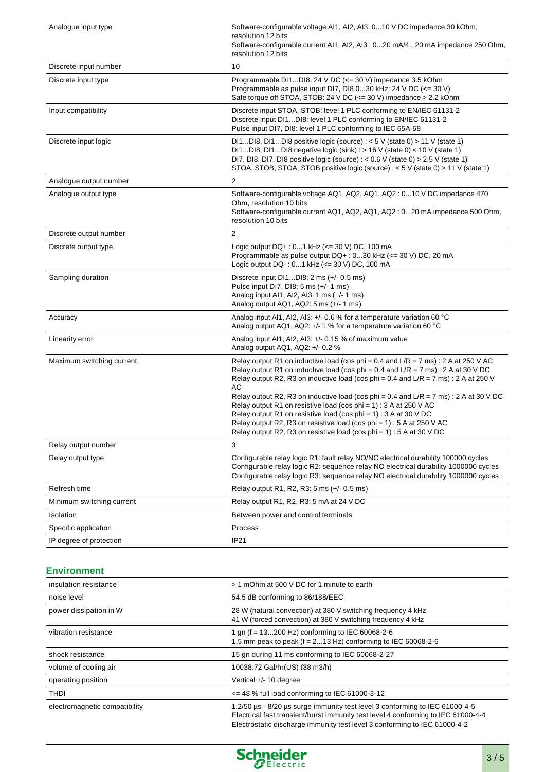| | |
|---|---|
| Analogue input type | Software-configurable voltage AI1, AI2, AI3: 0...10 V DC impedance 30 kOhm, resolution 12 bits<br>Software-configurable current AI1, AI2, AI3 : 0...20 mA/4...20 mA impedance 250 Ohm, resolution 12 bits |
| Discrete input number | 10 |
| Discrete input type | Programmable DI1...DI8: 24 V DC (<= 30 V) impedance 3.5 kOhm<br>Programmable as pulse input DI7, DI8 0...30 kHz: 24 V DC (<= 30 V)<br>Safe torque off STOA, STOB: 24 V DC (<= 30 V) impedance > 2.2 kOhm |
| Input compatibility | Discrete input STOA, STOB: level 1 PLC conforming to EN/IEC 61131-2<br>Discrete input DI1...DI8: level 1 PLC conforming to EN/IEC 61131-2<br>Pulse input DI7, DI8: level 1 PLC conforming to IEC 65A-68 |
| Discrete input logic | DI1...DI8, DI1...DI8 positive logic (source) : < 5 V (state 0) > 11 V (state 1)<br>DI1...DI8, DI1...DI8 negative logic (sink) : > 16 V (state 0) < 10 V (state 1)<br>DI7, DI8, DI7, DI8 positive logic (source) : < 0.6 V (state 0) > 2.5 V (state 1)<br>STOA, STOB, STOA, STOB positive logic (source) : < 5 V (state 0) > 11 V (state 1) |
| Analogue output number | 2 |
| Analogue output type | Software-configurable voltage AQ1, AQ2, AQ1, AQ2 : 0...10 V DC impedance 470 Ohm, resolution 10 bits<br>Software-configurable current AQ1, AQ2, AQ1, AQ2 : 0...20 mA impedance 500 Ohm, resolution 10 bits |
| Discrete output number | 2 |
| Discrete output type | Logic output DQ+ : 0...1 kHz (<= 30 V) DC, 100 mA<br>Programmable as pulse output DQ+ : 0...30 kHz (<= 30 V) DC, 20 mA<br>Logic output DQ- : 0...1 kHz (<= 30 V) DC, 100 mA |
| Sampling duration | Discrete input DI1...DI8: 2 ms (+/- 0.5 ms)<br>Pulse input DI7, DI8: 5 ms (+/- 1 ms)<br>Analog input AI1, AI2, AI3: 1 ms (+/- 1 ms)<br>Analog output AQ1, AQ2: 5 ms (+/- 1 ms) |
| Accuracy | Analog input AI1, AI2, AI3: +/- 0.6 % for a temperature variation 60 °C<br>Analog output AQ1, AQ2: +/- 1 % for a temperature variation 60 °C |
| Linearity error | Analog input AI1, AI2, AI3: +/- 0.15 % of maximum value<br>Analog output AQ1, AQ2: +/- 0.2 % |
| Maximum switching current | Relay output R1 on inductive load (cos phi = 0.4 and L/R = 7 ms) : 2 A at 250 V AC<br>Relay output R1 on inductive load (cos phi = 0.4 and L/R = 7 ms) : 2 A at 30 V DC<br>Relay output R2, R3 on inductive load (cos phi = 0.4 and L/R = 7 ms) : 2 A at 250 V AC<br>Relay output R2, R3 on inductive load (cos phi = 0.4 and L/R = 7 ms) : 2 A at 30 V DC<br>Relay output R1 on resistive load (cos phi = 1) : 3 A at 250 V AC<br>Relay output R1 on resistive load (cos phi = 1) : 3 A at 30 V DC<br>Relay output R2, R3 on resistive load (cos phi = 1) : 5 A at 250 V AC<br>Relay output R2, R3 on resistive load (cos phi = 1) : 5 A at 30 V DC |
| Relay output number | 3 |
| Relay output type | Configurable relay logic R1: fault relay NO/NC electrical durability 100000 cycles<br>Configurable relay logic R2: sequence relay NO electrical durability 1000000 cycles<br>Configurable relay logic R3: sequence relay NO electrical durability 1000000 cycles |
| Refresh time | Relay output R1, R2, R3: 5 ms (+/- 0.5 ms) |
| Minimum switching current | Relay output R1, R2, R3: 5 mA at 24 V DC |
| Isolation | Between power and control terminals |
| Specific application | Process |
| IP degree of protection | IP21 |

## Environment

| | |
|---|---|
| insulation resistance | > 1 mOhm at 500 V DC for 1 minute to earth |
| noise level | 54.5 dB conforming to 86/188/EEC |
| power dissipation in W | 28 W (natural convection) at 380 V switching frequency 4 kHz<br>41 W (forced convection) at 380 V switching frequency 4 kHz |
| vibration resistance | 1 gn (f = 13...200 Hz) conforming to IEC 60068-2-6<br>1.5 mm peak to peak (f = 2...13 Hz) conforming to IEC 60068-2-6 |
| shock resistance | 15 gn during 11 ms conforming to IEC 60068-2-27 |
| volume of cooling air | 10038.72 Gal/hr(US) (38 m3/h) |
| operating position | Vertical +/- 10 degree |
| THDI | <= 48 % full load conforming to IEC 61000-3-12 |
| electromagnetic compatibility | 1.2/50 µs - 8/20 µs surge immunity test level 3 conforming to IEC 61000-4-5<br>Electrical fast transient/burst immunity test level 4 conforming to IEC 61000-4-4<br>Electrostatic discharge immunity test level 3 conforming to IEC 61000-4-2 |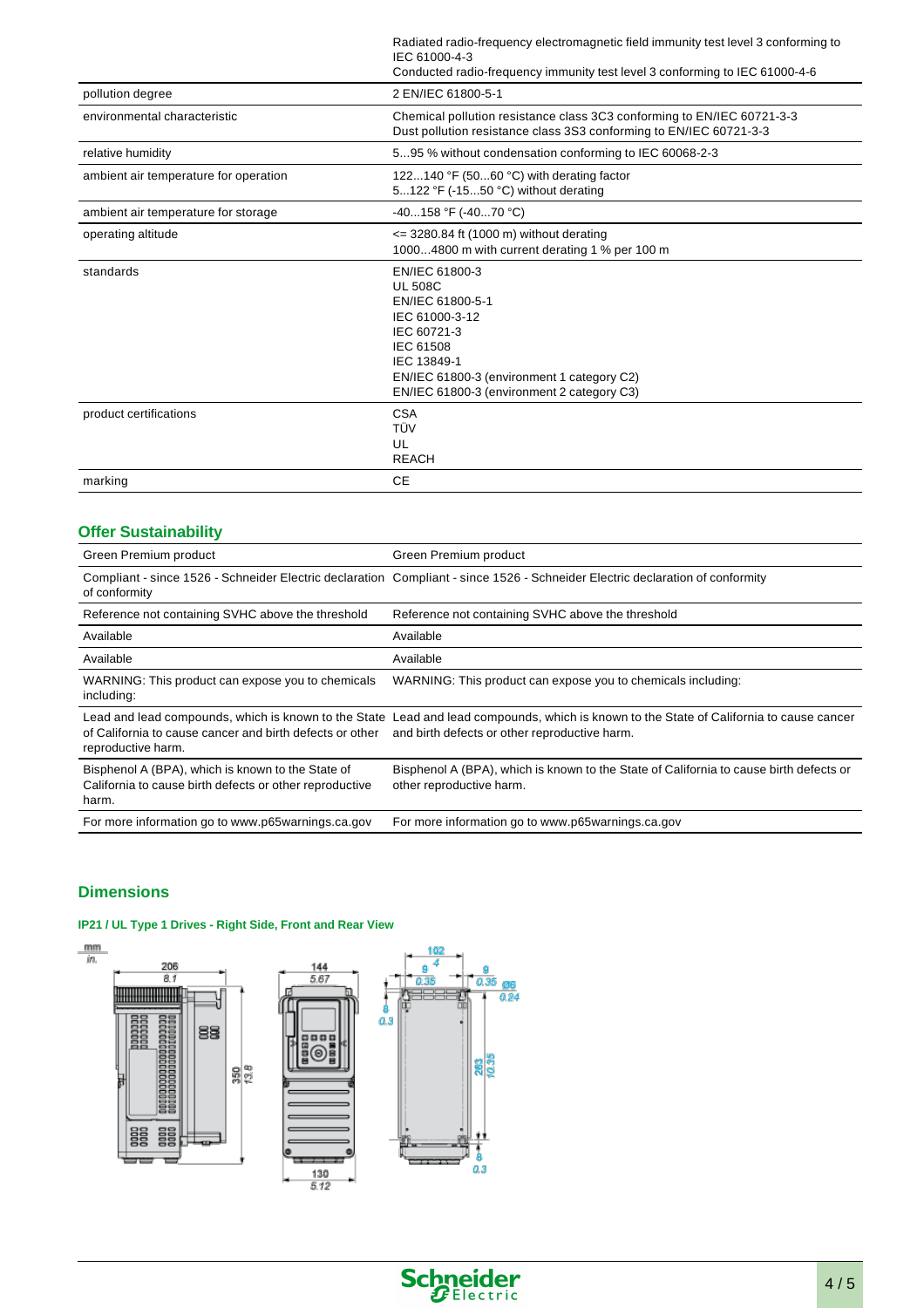| | |
|---|---|
| | Radiated radio-frequency electromagnetic field immunity test level 3 conforming to IEC 61000-4-3<br>Conducted radio-frequency immunity test level 3 conforming to IEC 61000-4-6 |
| pollution degree | 2 EN/IEC 61800-5-1 |
| environmental characteristic | Chemical pollution resistance class 3C3 conforming to EN/IEC 60721-3-3<br>Dust pollution resistance class 3S3 conforming to EN/IEC 60721-3-3 |
| relative humidity | 5...95 % without condensation conforming to IEC 60068-2-3 |
| ambient air temperature for operation | 122...140 °F (50...60 °C) with derating factor<br>5...122 °F (-15...50 °C) without derating |
| ambient air temperature for storage | -40...158 °F (-40...70 °C) |
| operating altitude | <= 3280.84 ft (1000 m) without derating<br>1000...4800 m with current derating 1 % per 100 m |
| standards | EN/IEC 61800-3<br>UL 508C<br>EN/IEC 61800-5-1<br>IEC 61000-3-12<br>IEC 60721-3<br>IEC 61508<br>IEC 13849-1<br>EN/IEC 61800-3 (environment 1 category C2)<br>EN/IEC 61800-3 (environment 2 category C3) |
| product certifications | CSA<br>TÜV<br>UL<br>REACH |
| marking | CE |

## Offer Sustainability

| | |
|---|---|
| Green Premium product | Green Premium product |
| Compliant - since 1526 - Schneider Electric declaration of conformity | Compliant - since 1526 - Schneider Electric declaration of conformity |
| Reference not containing SVHC above the threshold | Reference not containing SVHC above the threshold |
| Available | Available |
| Available | Available |
| WARNING: This product can expose you to chemicals including: | WARNING: This product can expose you to chemicals including: |
| Lead and lead compounds, which is known to the State of California to cause cancer and birth defects or other reproductive harm. | Lead and lead compounds, which is known to the State of California to cause cancer and birth defects or other reproductive harm. |
| Bisphenol A (BPA), which is known to the State of California to cause birth defects or other reproductive harm. | Bisphenol A (BPA), which is known to the State of California to cause birth defects or other reproductive harm. |
| For more information go to www.p65warnings.ca.gov | For more information go to www.p65warnings.ca.gov |

## Dimensions

### IP21 / UL Type 1 Drives - Right Side, Front and Rear View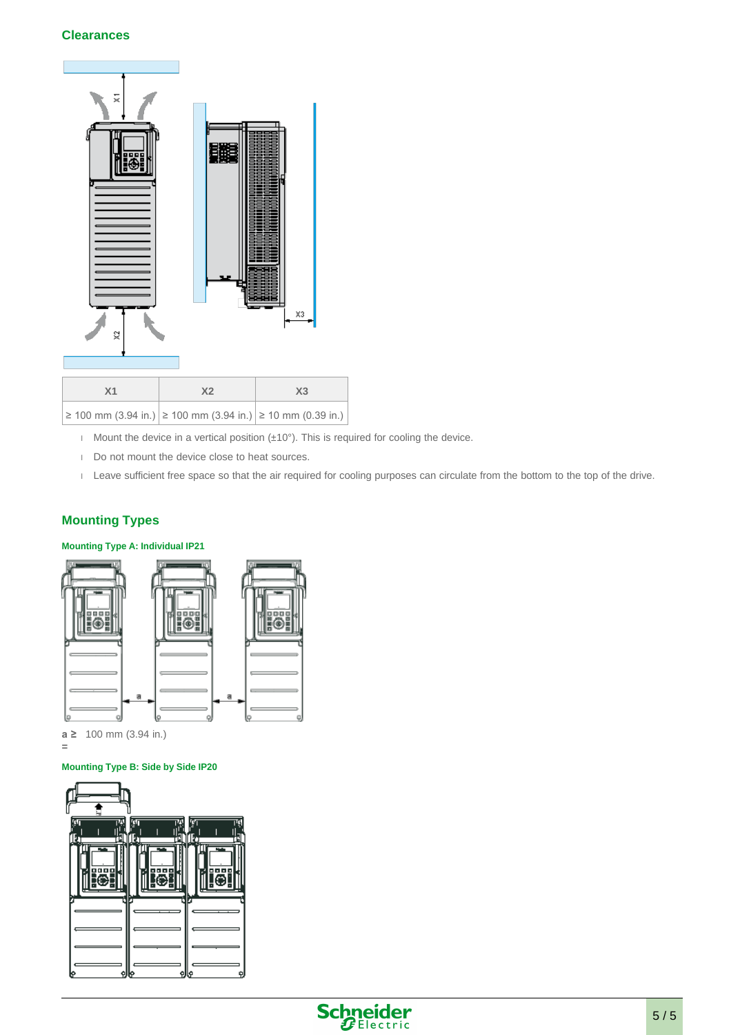## Clearances

| X1 | X2 | X3 |
|---|---|---|
| ≥ 100 mm (3.94 in.) | ≥ 100 mm (3.94 in.) | ≥ 10 mm (0.39 in.) |

- Mount the device in a vertical position (±10°). This is required for cooling the device.
- Do not mount the device close to heat sources.
- Leave sufficient free space so that the air required for cooling purposes can circulate from the bottom to the top of the drive.

## Mounting Types

### Mounting Type A: Individual IP21

**a ≥ =** 100 mm (3.94 in.)

### Mounting Type B: Side by Side IP20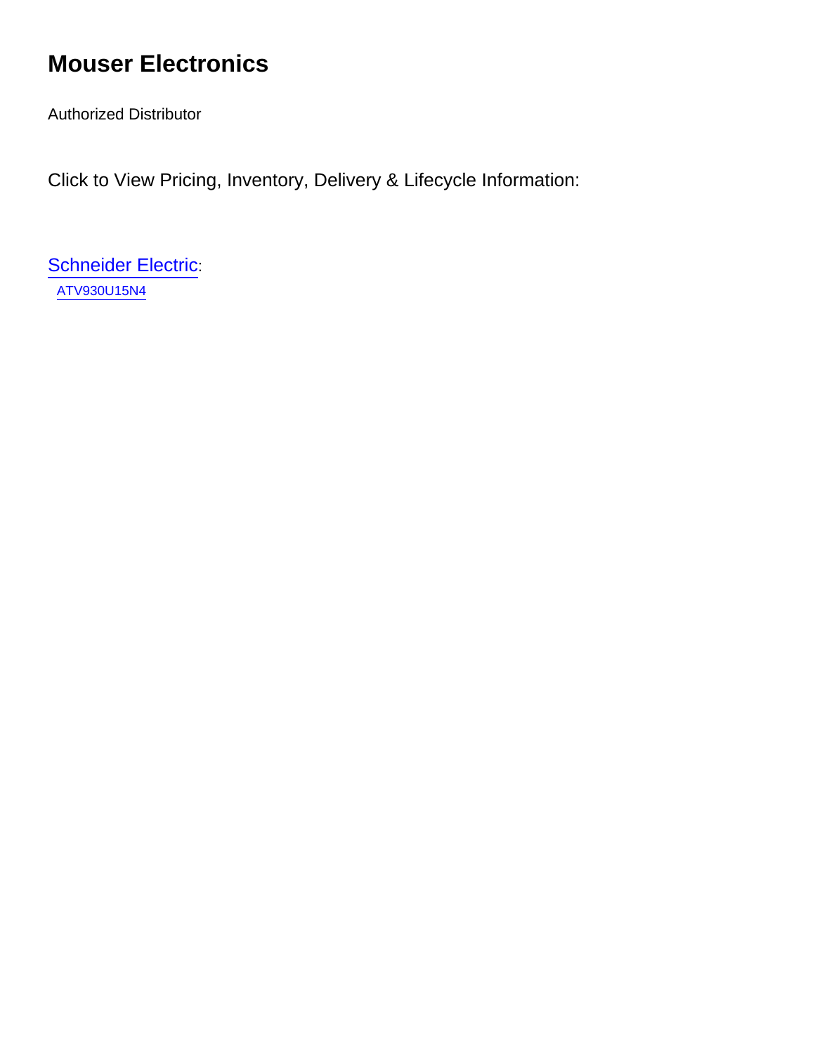# Mouser Electronics

Authorized Distributor

Click to View Pricing, Inventory, Delivery & Lifecycle Information:

Schneider Electric:

ATV930U15N4